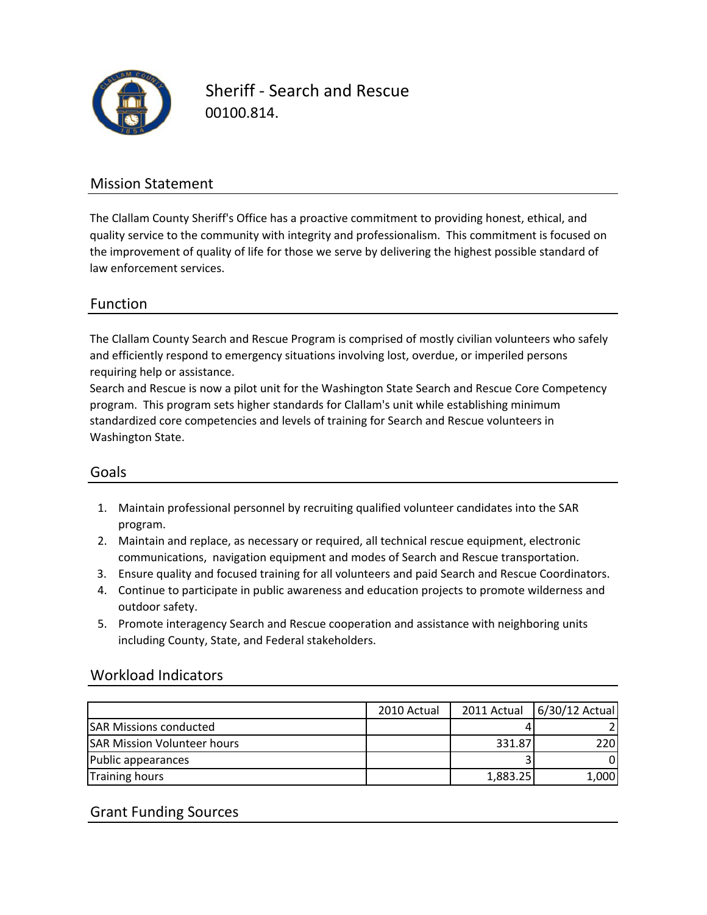# Sheriff - Search and Rescue

00100.814.

## Mission Statement

The Clallam County Sheriff's Office has a proactive commitment to providing honest, ethical, and quality service to the community with integrity and professionalism. This commitment is focused on the improvement of quality of life for those we serve by delivering the highest possible standard of law enforcement services.

## Function

The Clallam County Search and Rescue Program is comprised of mostly civilian volunteers who safely and efficiently respond to emergency situations involving lost, overdue, or imperiled persons requiring help or assistance.
Search and Rescue is now a pilot unit for the Washington State Search and Rescue Core Competency program. This program sets higher standards for Clallam's unit while establishing minimum standardized core competencies and levels of training for Search and Rescue volunteers in Washington State.

## Goals

1. Maintain professional personnel by recruiting qualified volunteer candidates into the SAR program.
2. Maintain and replace, as necessary or required, all technical rescue equipment, electronic communications, navigation equipment and modes of Search and Rescue transportation.
3. Ensure quality and focused training for all volunteers and paid Search and Rescue Coordinators.
4. Continue to participate in public awareness and education projects to promote wilderness and outdoor safety.
5. Promote interagency Search and Rescue cooperation and assistance with neighboring units including County, State, and Federal stakeholders.

## Workload Indicators

| | 2010 Actual | 2011 Actual | 6/30/12 Actual |
|---|---|---|---|
| SAR Missions conducted | | 4 | 2 |
| SAR Mission Volunteer hours | | 331.87 | 220 |
| Public appearances | | 3 | 0 |
| Training hours | | 1,883.25 | 1,000 |

## Grant Funding Sources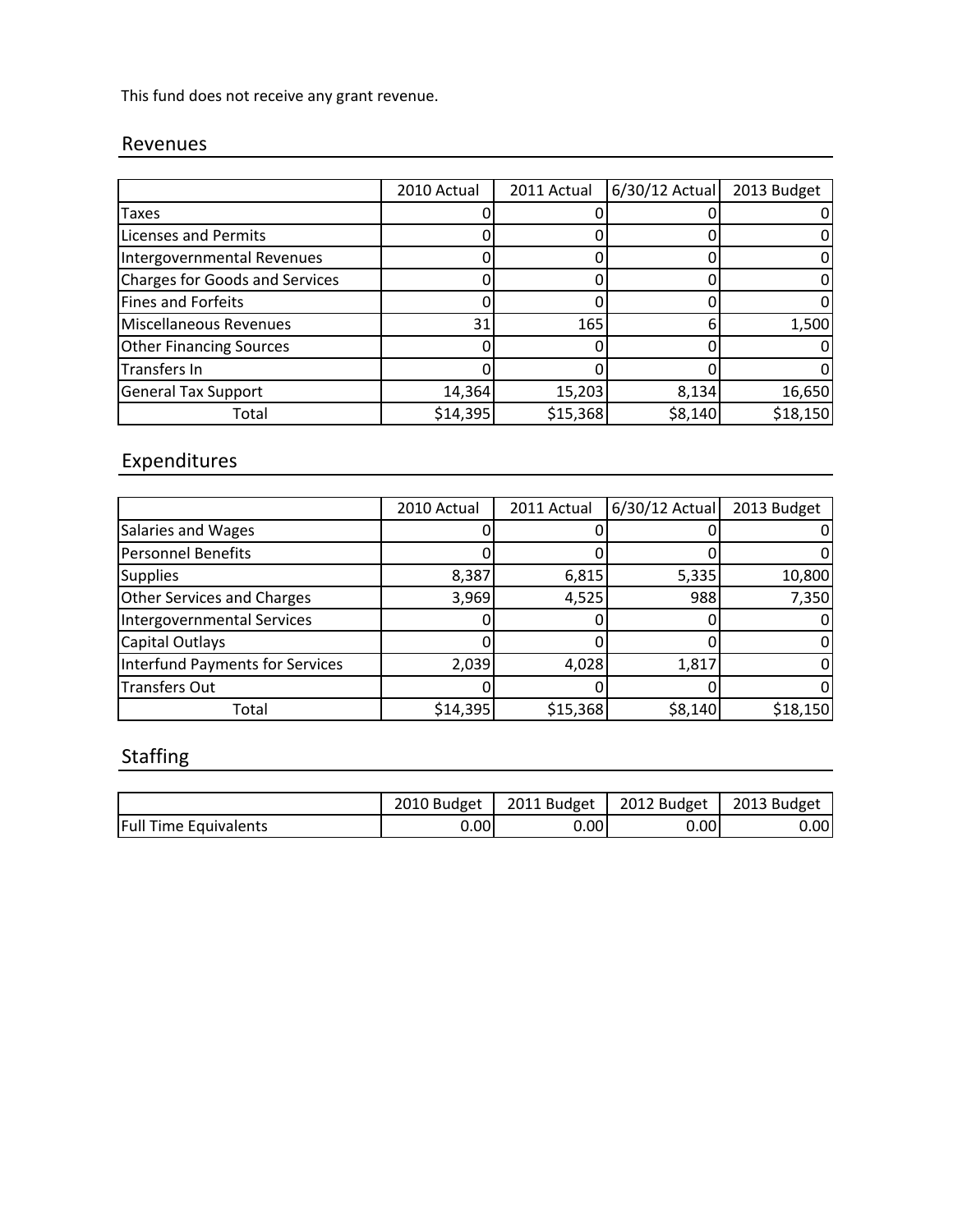This fund does not receive any grant revenue.

## Revenues

| | 2010 Actual | 2011 Actual | 6/30/12 Actual | 2013 Budget |
|---|---|---|---|---|
| Taxes | 0 | 0 | 0 | 0 |
| Licenses and Permits | 0 | 0 | 0 | 0 |
| Intergovernmental Revenues | 0 | 0 | 0 | 0 |
| Charges for Goods and Services | 0 | 0 | 0 | 0 |
| Fines and Forfeits | 0 | 0 | 0 | 0 |
| Miscellaneous Revenues | 31 | 165 | 6 | 1,500 |
| Other Financing Sources | 0 | 0 | 0 | 0 |
| Transfers In | 0 | 0 | 0 | 0 |
| General Tax Support | 14,364 | 15,203 | 8,134 | 16,650 |
| Total | $14,395 | $15,368 | $8,140 | $18,150 |

## Expenditures

| | 2010 Actual | 2011 Actual | 6/30/12 Actual | 2013 Budget |
|---|---|---|---|---|
| Salaries and Wages | 0 | 0 | 0 | 0 |
| Personnel Benefits | 0 | 0 | 0 | 0 |
| Supplies | 8,387 | 6,815 | 5,335 | 10,800 |
| Other Services and Charges | 3,969 | 4,525 | 988 | 7,350 |
| Intergovernmental Services | 0 | 0 | 0 | 0 |
| Capital Outlays | 0 | 0 | 0 | 0 |
| Interfund Payments for Services | 2,039 | 4,028 | 1,817 | 0 |
| Transfers Out | 0 | 0 | 0 | 0 |
| Total | $14,395 | $15,368 | $8,140 | $18,150 |

## Staffing

| | 2010 Budget | 2011 Budget | 2012 Budget | 2013 Budget |
|---|---|---|---|---|
| Full Time Equivalents | 0.00 | 0.00 | 0.00 | 0.00 |